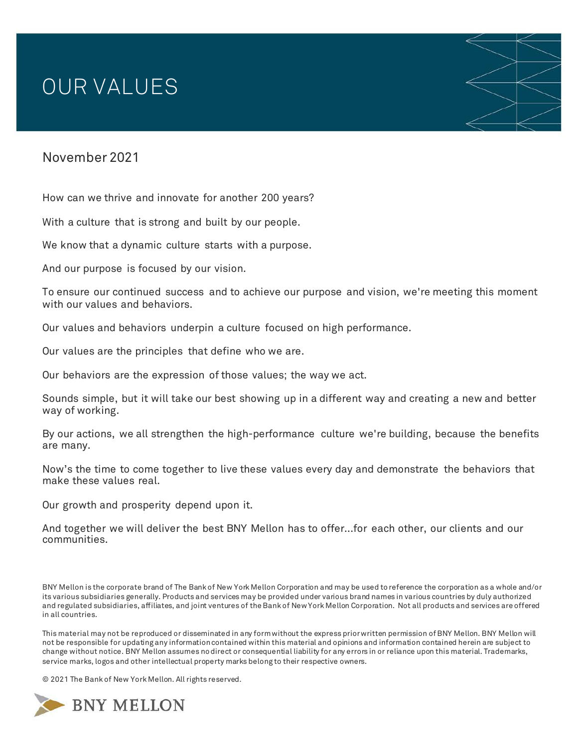# OUR VALUES

November 2021

How can we thrive and innovate for another 200 years?

With a culture that is strong and built by our people.

We know that a dynamic culture starts with a purpose.

And our purpose is focused by our vision.

To ensure our continued success and to achieve our purpose and vision, we're meeting this moment with our values and behaviors.

Our values and behaviors underpin a culture focused on high performance.

Our values are the principles that define who we are.

Our behaviors are the expression of those values; the way we act.

Sounds simple, but it will take our best showing up in a different way and creating a new and better way of working.

By our actions, we all strengthen the high-performance culture we're building, because the benefits are many.

Now's the time to come together to live these values every day and demonstrate the behaviors that make these values real.

Our growth and prosperity depend upon it.

And together we will deliver the best BNY Mellon has to offer...for each other, our clients and our communities.

BNY Mellon is the corporate brand of The Bank of New York Mellon Corporation and may be used to reference the corporation as a whole and/or its various subsidiaries generally. Products and services may be provided under various brand names in various countries by duly authorized and regulated subsidiaries, affiliates, and joint ventures of the Bank of New York Mellon Corporation. Not all products and services are offered in all countries.

This material may not be reproduced or disseminated in any form without the express prior written permission of BNY Mellon. BNY Mellon will not be responsible for updating any information contained within this material and opinions and information contained herein are subject to change without notice. BNY Mellon assumes no direct or consequential liability for any errors in or reliance upon this material. Trademarks, service marks, logos and other intellectual property marks belong to their respective owners.

© 2021 The Bank of New York Mellon. All rights reserved.

BNY MELLON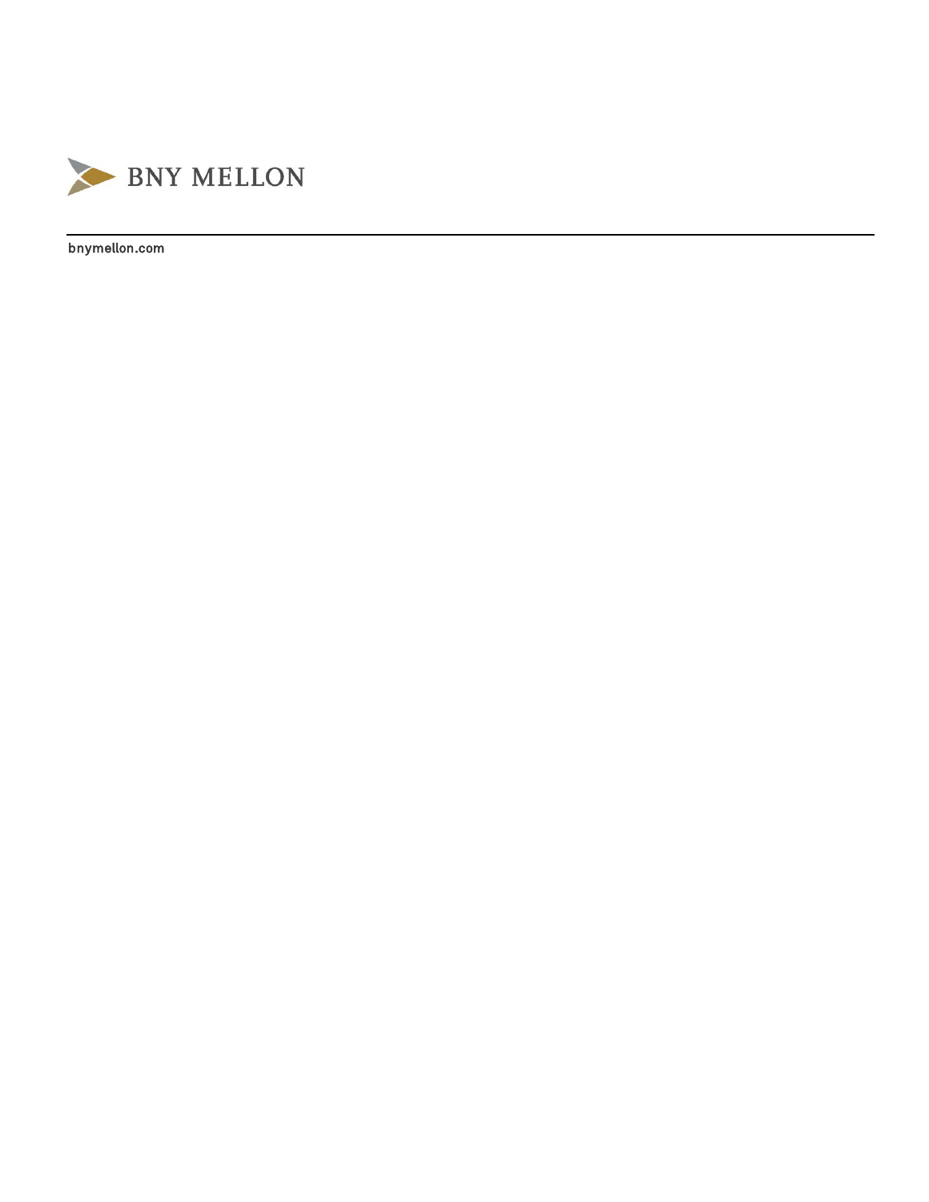BNY MELLON

bnymellon.com